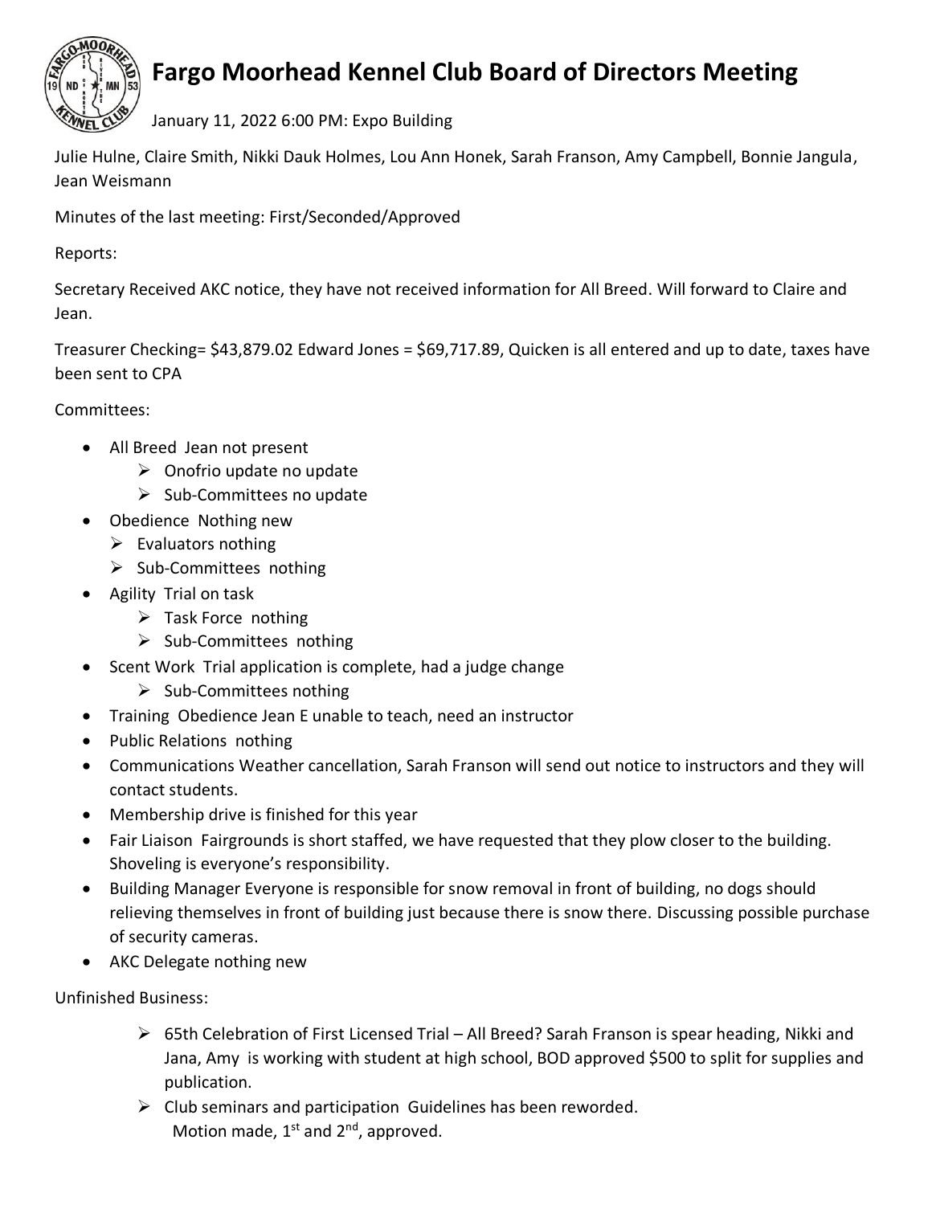# Fargo Moorhead Kennel Club Board of Directors Meeting

January 11, 2022 6:00 PM: Expo Building

Julie Hulne, Claire Smith, Nikki Dauk Holmes, Lou Ann Honek, Sarah Franson, Amy Campbell, Bonnie Jangula, Jean Weismann

Minutes of the last meeting: First/Seconded/Approved

Reports:

Secretary Received AKC notice, they have not received information for All Breed. Will forward to Claire and Jean.

Treasurer Checking= $43,879.02 Edward Jones = $69,717.89, Quicken is all entered and up to date, taxes have been sent to CPA

Committees:

- All Breed Jean not present
  - Onofrio update no update
  - Sub-Committees no update
- Obedience Nothing new
  - Evaluators nothing
  - Sub-Committees nothing
- Agility Trial on task
  - Task Force nothing
  - Sub-Committees nothing
- Scent Work Trial application is complete, had a judge change
  - Sub-Committees nothing
- Training Obedience Jean E unable to teach, need an instructor
- Public Relations nothing
- Communications Weather cancellation, Sarah Franson will send out notice to instructors and they will contact students.
- Membership drive is finished for this year
- Fair Liaison Fairgrounds is short staffed, we have requested that they plow closer to the building. Shoveling is everyone's responsibility.
- Building Manager Everyone is responsible for snow removal in front of building, no dogs should relieving themselves in front of building just because there is snow there. Discussing possible purchase of security cameras.
- AKC Delegate nothing new

Unfinished Business:

- 65th Celebration of First Licensed Trial – All Breed? Sarah Franson is spear heading, Nikki and Jana, Amy is working with student at high school, BOD approved $500 to split for supplies and publication.
- Club seminars and participation Guidelines has been reworded.
  Motion made, 1st and 2nd, approved.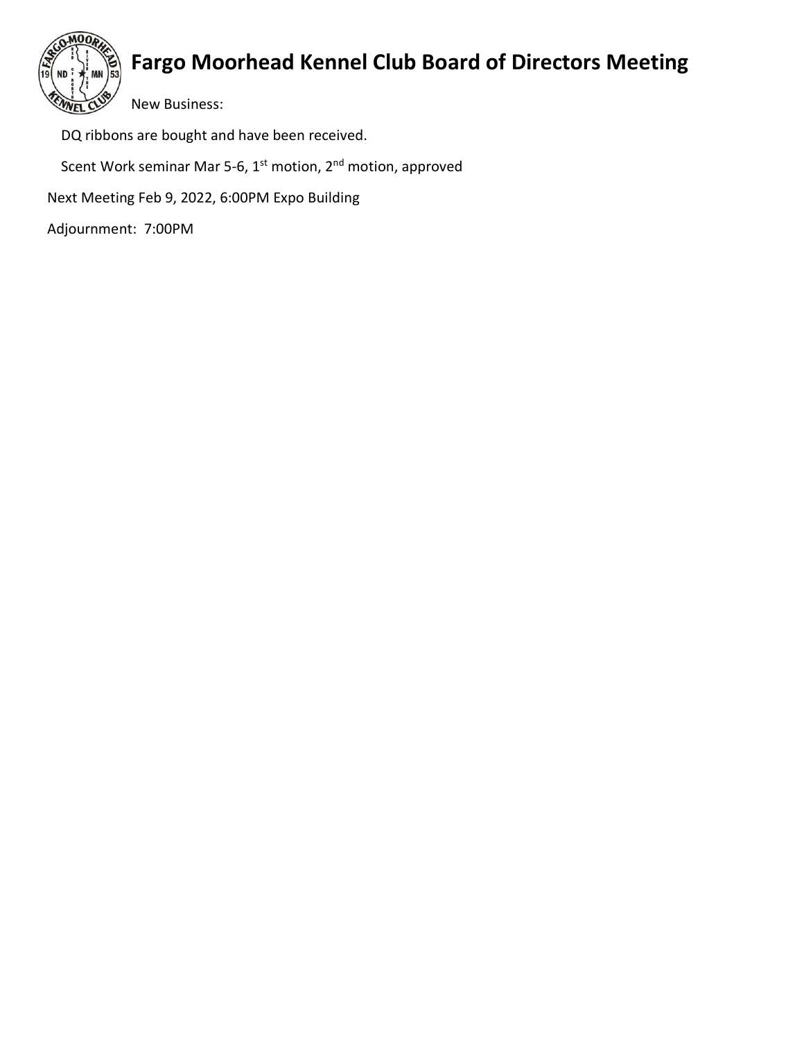# Fargo Moorhead Kennel Club Board of Directors Meeting

New Business:

DQ ribbons are bought and have been received.

Scent Work seminar Mar 5-6, 1st motion, 2nd motion, approved

Next Meeting Feb 9, 2022, 6:00PM Expo Building

Adjournment: 7:00PM